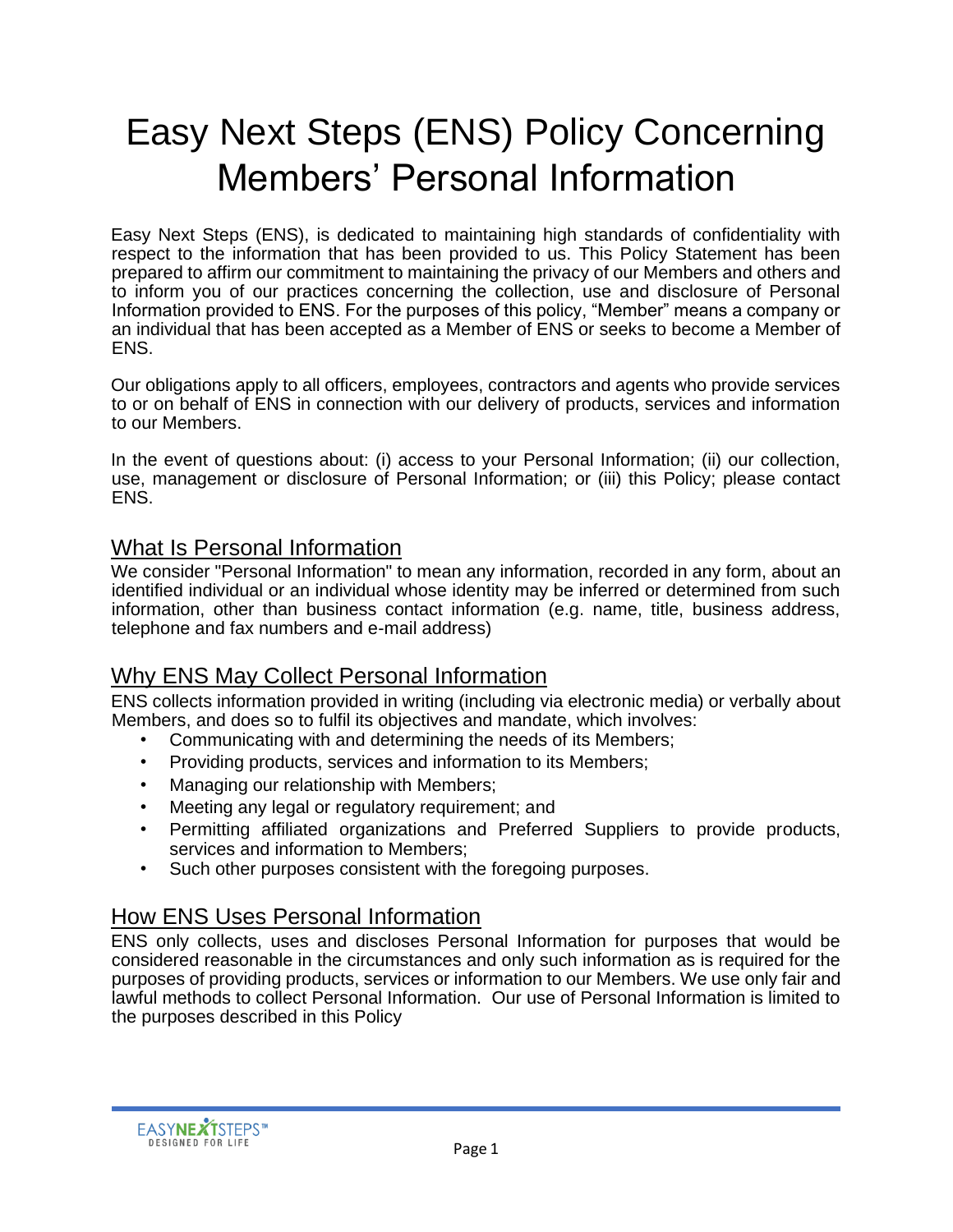# Easy Next Steps (ENS) Policy Concerning Members' Personal Information

Easy Next Steps (ENS), is dedicated to maintaining high standards of confidentiality with respect to the information that has been provided to us. This Policy Statement has been prepared to affirm our commitment to maintaining the privacy of our Members and others and to inform you of our practices concerning the collection, use and disclosure of Personal Information provided to ENS. For the purposes of this policy, "Member" means a company or an individual that has been accepted as a Member of ENS or seeks to become a Member of ENS.

Our obligations apply to all officers, employees, contractors and agents who provide services to or on behalf of ENS in connection with our delivery of products, services and information to our Members.

In the event of questions about: (i) access to your Personal Information; (ii) our collection, use, management or disclosure of Personal Information; or (iii) this Policy; please contact ENS.

## What Is Personal Information

We consider "Personal Information" to mean any information, recorded in any form, about an identified individual or an individual whose identity may be inferred or determined from such information, other than business contact information (e.g. name, title, business address, telephone and fax numbers and e-mail address)

## Why ENS May Collect Personal Information

ENS collects information provided in writing (including via electronic media) or verbally about Members, and does so to fulfil its objectives and mandate, which involves:

- Communicating with and determining the needs of its Members;
- Providing products, services and information to its Members;
- Managing our relationship with Members;
- Meeting any legal or regulatory requirement; and
- Permitting affiliated organizations and Preferred Suppliers to provide products, services and information to Members;
- Such other purposes consistent with the foregoing purposes.

## How ENS Uses Personal Information

ENS only collects, uses and discloses Personal Information for purposes that would be considered reasonable in the circumstances and only such information as is required for the purposes of providing products, services or information to our Members. We use only fair and lawful methods to collect Personal Information. Our use of Personal Information is limited to the purposes described in this Policy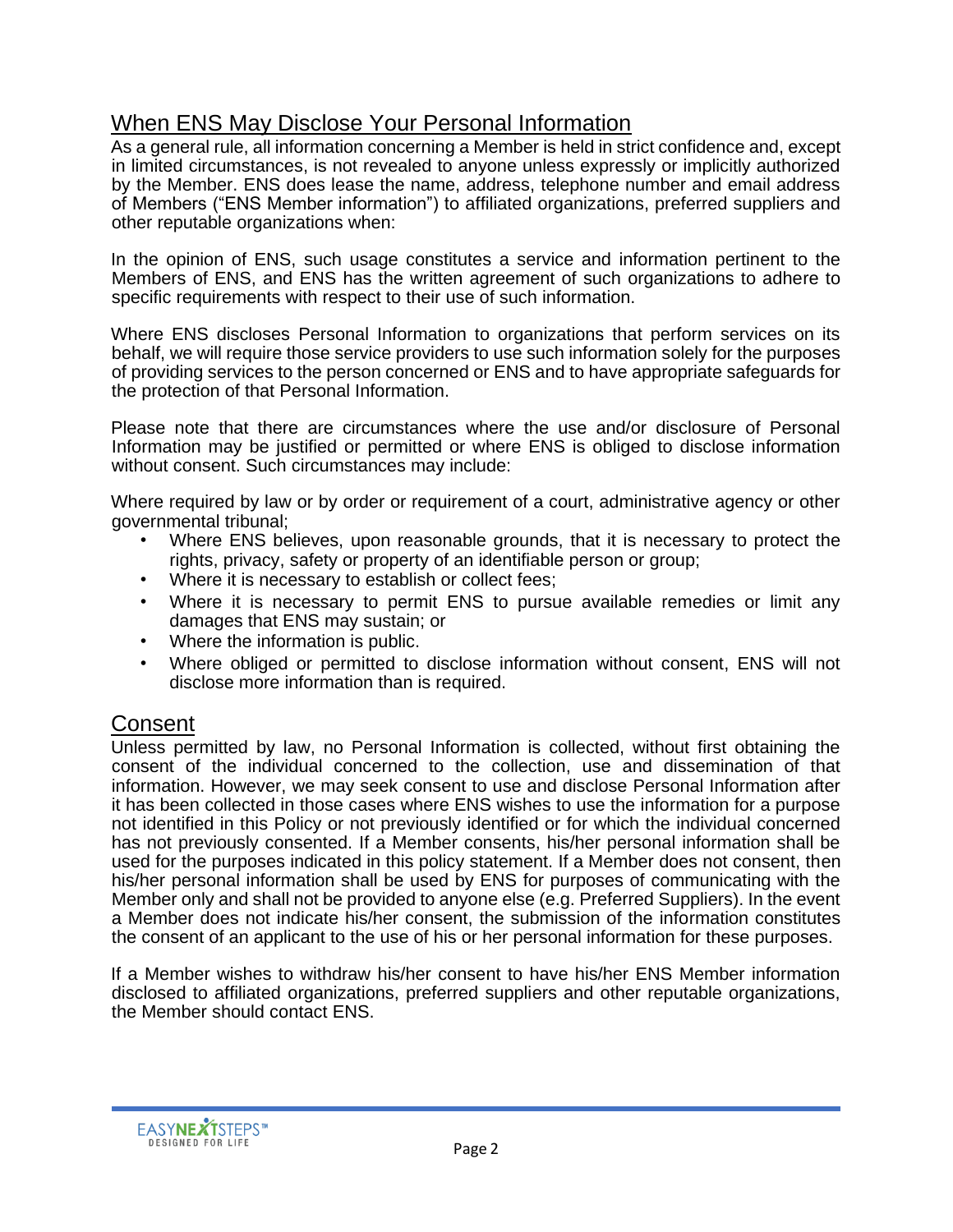## When ENS May Disclose Your Personal Information

As a general rule, all information concerning a Member is held in strict confidence and, except in limited circumstances, is not revealed to anyone unless expressly or implicitly authorized by the Member. ENS does lease the name, address, telephone number and email address of Members ("ENS Member information") to affiliated organizations, preferred suppliers and other reputable organizations when:

In the opinion of ENS, such usage constitutes a service and information pertinent to the Members of ENS, and ENS has the written agreement of such organizations to adhere to specific requirements with respect to their use of such information.

Where ENS discloses Personal Information to organizations that perform services on its behalf, we will require those service providers to use such information solely for the purposes of providing services to the person concerned or ENS and to have appropriate safeguards for the protection of that Personal Information.

Please note that there are circumstances where the use and/or disclosure of Personal Information may be justified or permitted or where ENS is obliged to disclose information without consent. Such circumstances may include:

Where required by law or by order or requirement of a court, administrative agency or other governmental tribunal;

- Where ENS believes, upon reasonable grounds, that it is necessary to protect the rights, privacy, safety or property of an identifiable person or group;
- Where it is necessary to establish or collect fees;
- Where it is necessary to permit ENS to pursue available remedies or limit any damages that ENS may sustain; or
- Where the information is public.
- Where obliged or permitted to disclose information without consent, ENS will not disclose more information than is required.

## Consent

Unless permitted by law, no Personal Information is collected, without first obtaining the consent of the individual concerned to the collection, use and dissemination of that information. However, we may seek consent to use and disclose Personal Information after it has been collected in those cases where ENS wishes to use the information for a purpose not identified in this Policy or not previously identified or for which the individual concerned has not previously consented. If a Member consents, his/her personal information shall be used for the purposes indicated in this policy statement. If a Member does not consent, then his/her personal information shall be used by ENS for purposes of communicating with the Member only and shall not be provided to anyone else (e.g. Preferred Suppliers). In the event a Member does not indicate his/her consent, the submission of the information constitutes the consent of an applicant to the use of his or her personal information for these purposes.

If a Member wishes to withdraw his/her consent to have his/her ENS Member information disclosed to affiliated organizations, preferred suppliers and other reputable organizations, the Member should contact ENS.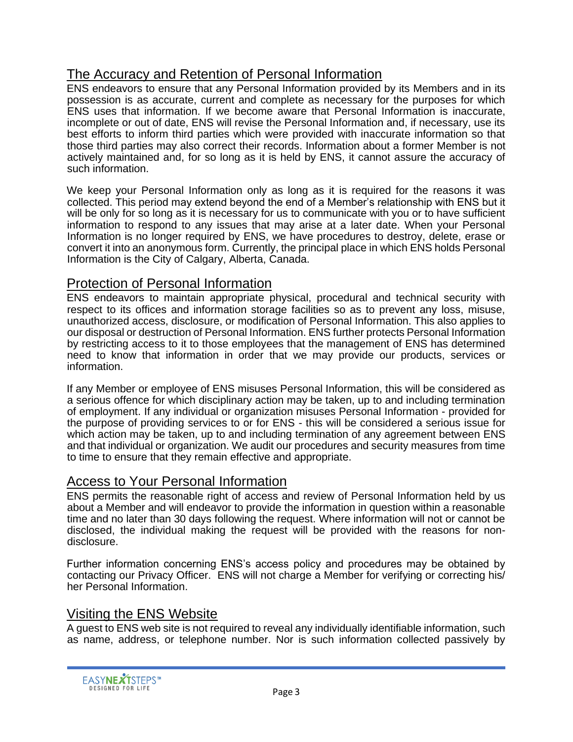## The Accuracy and Retention of Personal Information

ENS endeavors to ensure that any Personal Information provided by its Members and in its possession is as accurate, current and complete as necessary for the purposes for which ENS uses that information. If we become aware that Personal Information is inaccurate, incomplete or out of date, ENS will revise the Personal Information and, if necessary, use its best efforts to inform third parties which were provided with inaccurate information so that those third parties may also correct their records. Information about a former Member is not actively maintained and, for so long as it is held by ENS, it cannot assure the accuracy of such information.

We keep your Personal Information only as long as it is required for the reasons it was collected. This period may extend beyond the end of a Member's relationship with ENS but it will be only for so long as it is necessary for us to communicate with you or to have sufficient information to respond to any issues that may arise at a later date. When your Personal Information is no longer required by ENS, we have procedures to destroy, delete, erase or convert it into an anonymous form. Currently, the principal place in which ENS holds Personal Information is the City of Calgary, Alberta, Canada.

## Protection of Personal Information

ENS endeavors to maintain appropriate physical, procedural and technical security with respect to its offices and information storage facilities so as to prevent any loss, misuse, unauthorized access, disclosure, or modification of Personal Information. This also applies to our disposal or destruction of Personal Information. ENS further protects Personal Information by restricting access to it to those employees that the management of ENS has determined need to know that information in order that we may provide our products, services or information.

If any Member or employee of ENS misuses Personal Information, this will be considered as a serious offence for which disciplinary action may be taken, up to and including termination of employment. If any individual or organization misuses Personal Information - provided for the purpose of providing services to or for ENS - this will be considered a serious issue for which action may be taken, up to and including termination of any agreement between ENS and that individual or organization. We audit our procedures and security measures from time to time to ensure that they remain effective and appropriate.

## Access to Your Personal Information

ENS permits the reasonable right of access and review of Personal Information held by us about a Member and will endeavor to provide the information in question within a reasonable time and no later than 30 days following the request. Where information will not or cannot be disclosed, the individual making the request will be provided with the reasons for non-disclosure.

Further information concerning ENS's access policy and procedures may be obtained by contacting our Privacy Officer. ENS will not charge a Member for verifying or correcting his/ her Personal Information.

## Visiting the ENS Website

A guest to ENS web site is not required to reveal any individually identifiable information, such as name, address, or telephone number. Nor is such information collected passively by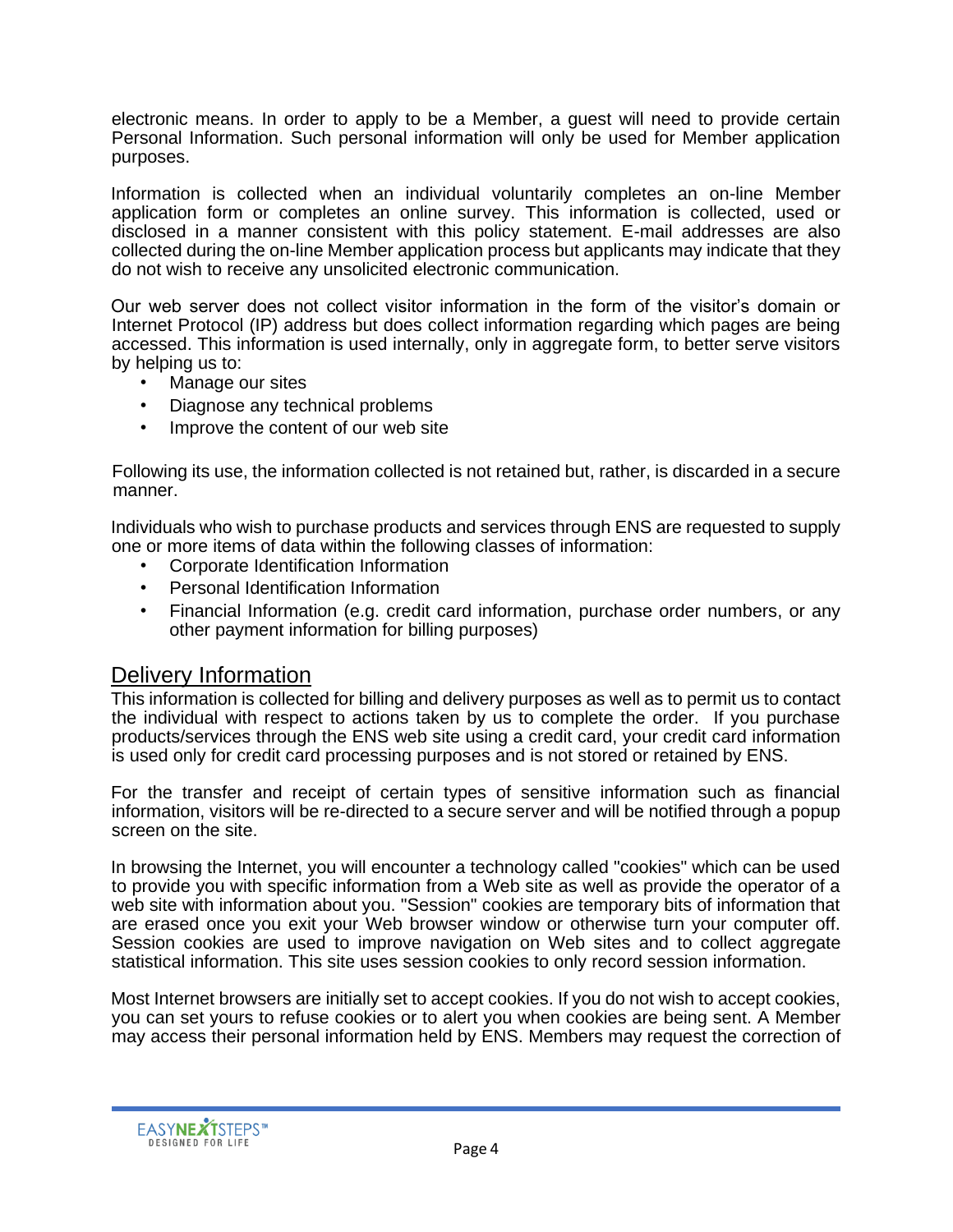electronic means. In order to apply to be a Member, a guest will need to provide certain Personal Information. Such personal information will only be used for Member application purposes.

Information is collected when an individual voluntarily completes an on-line Member application form or completes an online survey. This information is collected, used or disclosed in a manner consistent with this policy statement. E-mail addresses are also collected during the on-line Member application process but applicants may indicate that they do not wish to receive any unsolicited electronic communication.

Our web server does not collect visitor information in the form of the visitor's domain or Internet Protocol (IP) address but does collect information regarding which pages are being accessed. This information is used internally, only in aggregate form, to better serve visitors by helping us to:

- Manage our sites
- Diagnose any technical problems
- Improve the content of our web site

Following its use, the information collected is not retained but, rather, is discarded in a secure manner.

Individuals who wish to purchase products and services through ENS are requested to supply one or more items of data within the following classes of information:

- Corporate Identification Information
- Personal Identification Information
- Financial Information (e.g. credit card information, purchase order numbers, or any other payment information for billing purposes)

## Delivery Information

This information is collected for billing and delivery purposes as well as to permit us to contact the individual with respect to actions taken by us to complete the order. If you purchase products/services through the ENS web site using a credit card, your credit card information is used only for credit card processing purposes and is not stored or retained by ENS.

For the transfer and receipt of certain types of sensitive information such as financial information, visitors will be re-directed to a secure server and will be notified through a popup screen on the site.

In browsing the Internet, you will encounter a technology called "cookies" which can be used to provide you with specific information from a Web site as well as provide the operator of a web site with information about you. "Session" cookies are temporary bits of information that are erased once you exit your Web browser window or otherwise turn your computer off. Session cookies are used to improve navigation on Web sites and to collect aggregate statistical information. This site uses session cookies to only record session information.

Most Internet browsers are initially set to accept cookies. If you do not wish to accept cookies, you can set yours to refuse cookies or to alert you when cookies are being sent. A Member may access their personal information held by ENS. Members may request the correction of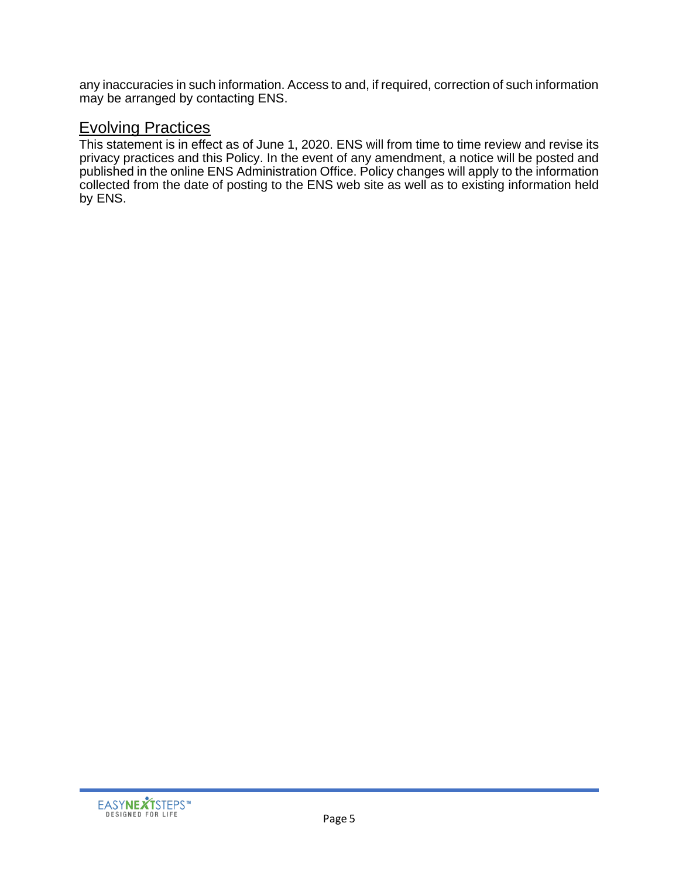any inaccuracies in such information. Access to and, if required, correction of such information may be arranged by contacting ENS.

## Evolving Practices

This statement is in effect as of June 1, 2020. ENS will from time to time review and revise its privacy practices and this Policy. In the event of any amendment, a notice will be posted and published in the online ENS Administration Office. Policy changes will apply to the information collected from the date of posting to the ENS web site as well as to existing information held by ENS.